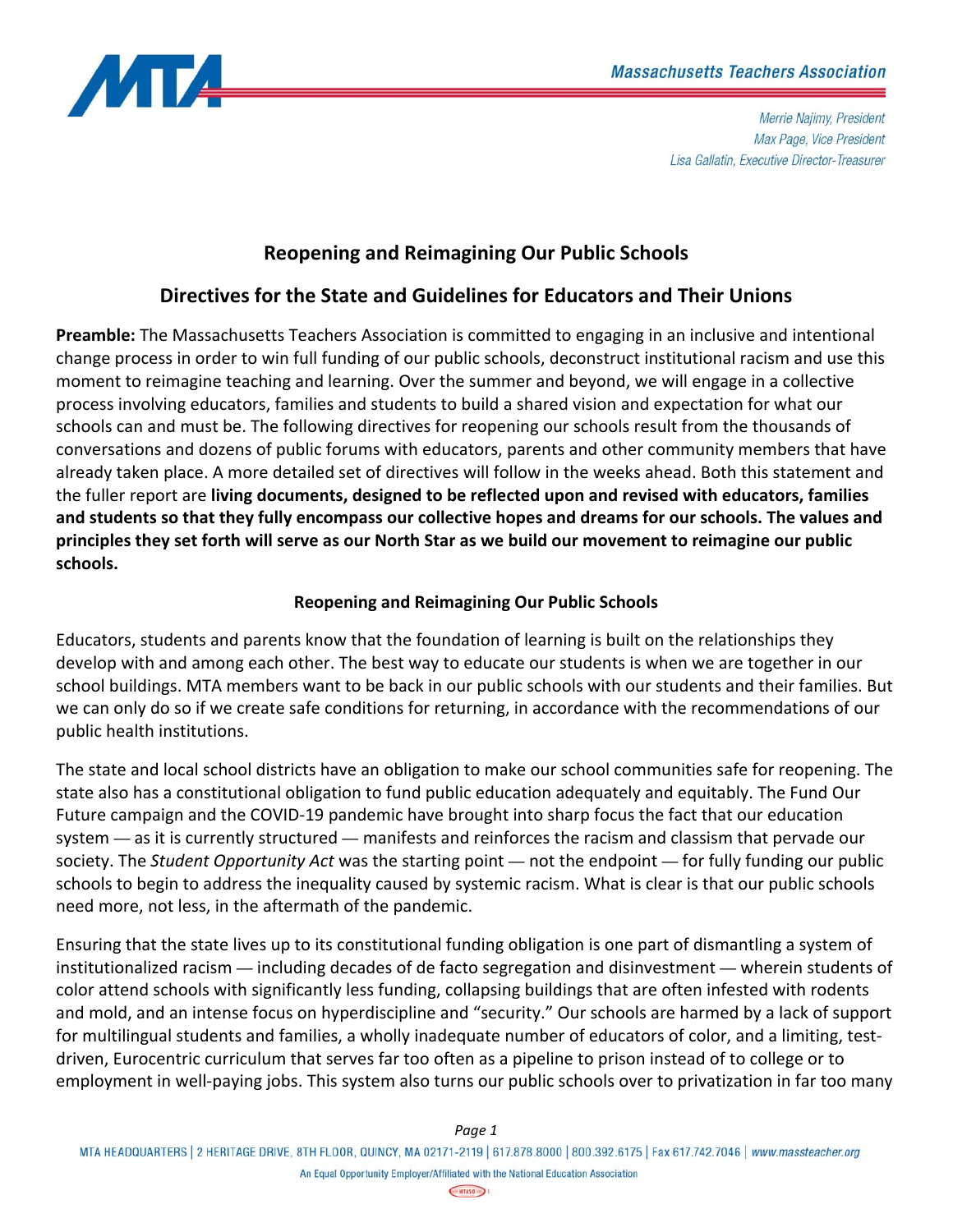Massachusetts Teachers Association

Merrie Najimy, President
Max Page, Vice President
Lisa Gallatin, Executive Director-Treasurer

# Reopening and Reimagining Our Public Schools

## Directives for the State and Guidelines for Educators and Their Unions

**Preamble:** The Massachusetts Teachers Association is committed to engaging in an inclusive and intentional change process in order to win full funding of our public schools, deconstruct institutional racism and use this moment to reimagine teaching and learning. Over the summer and beyond, we will engage in a collective process involving educators, families and students to build a shared vision and expectation for what our schools can and must be. The following directives for reopening our schools result from the thousands of conversations and dozens of public forums with educators, parents and other community members that have already taken place. A more detailed set of directives will follow in the weeks ahead. Both this statement and the fuller report are **living documents, designed to be reflected upon and revised with educators, families and students so that they fully encompass our collective hopes and dreams for our schools. The values and principles they set forth will serve as our North Star as we build our movement to reimagine our public schools.**

### Reopening and Reimagining Our Public Schools

Educators, students and parents know that the foundation of learning is built on the relationships they develop with and among each other. The best way to educate our students is when we are together in our school buildings. MTA members want to be back in our public schools with our students and their families. But we can only do so if we create safe conditions for returning, in accordance with the recommendations of our public health institutions.

The state and local school districts have an obligation to make our school communities safe for reopening. The state also has a constitutional obligation to fund public education adequately and equitably. The Fund Our Future campaign and the COVID-19 pandemic have brought into sharp focus the fact that our education system — as it is currently structured — manifests and reinforces the racism and classism that pervade our society. The *Student Opportunity Act* was the starting point — not the endpoint — for fully funding our public schools to begin to address the inequality caused by systemic racism. What is clear is that our public schools need more, not less, in the aftermath of the pandemic.

Ensuring that the state lives up to its constitutional funding obligation is one part of dismantling a system of institutionalized racism — including decades of de facto segregation and disinvestment — wherein students of color attend schools with significantly less funding, collapsing buildings that are often infested with rodents and mold, and an intense focus on hyperdiscipline and "security." Our schools are harmed by a lack of support for multilingual students and families, a wholly inadequate number of educators of color, and a limiting, test-driven, Eurocentric curriculum that serves far too often as a pipeline to prison instead of to college or to employment in well-paying jobs. This system also turns our public schools over to privatization in far too many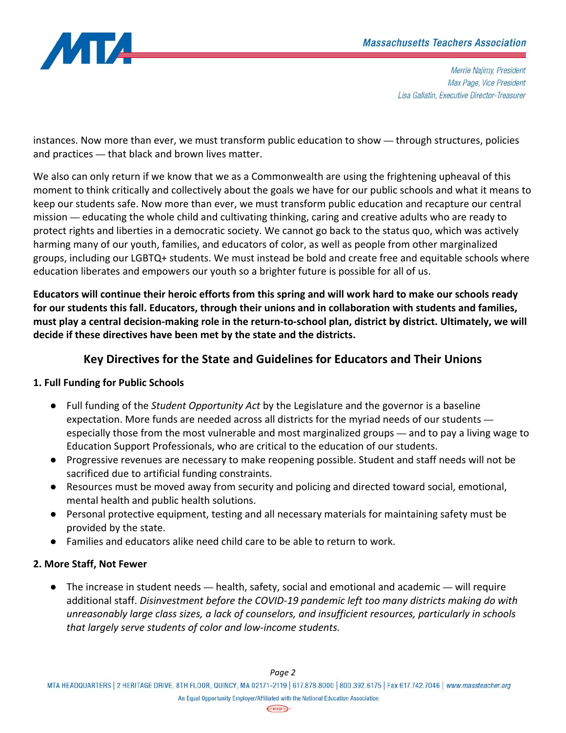instances. Now more than ever, we must transform public education to show — through structures, policies and practices — that black and brown lives matter.

We also can only return if we know that we as a Commonwealth are using the frightening upheaval of this moment to think critically and collectively about the goals we have for our public schools and what it means to keep our students safe. Now more than ever, we must transform public education and recapture our central mission — educating the whole child and cultivating thinking, caring and creative adults who are ready to protect rights and liberties in a democratic society. We cannot go back to the status quo, which was actively harming many of our youth, families, and educators of color, as well as people from other marginalized groups, including our LGBTQ+ students. We must instead be bold and create free and equitable schools where education liberates and empowers our youth so a brighter future is possible for all of us.

**Educators will continue their heroic efforts from this spring and will work hard to make our schools ready for our students this fall. Educators, through their unions and in collaboration with students and families, must play a central decision-making role in the return-to-school plan, district by district. Ultimately, we will decide if these directives have been met by the state and the districts.**

## Key Directives for the State and Guidelines for Educators and Their Unions

### 1. Full Funding for Public Schools

- Full funding of the *Student Opportunity Act* by the Legislature and the governor is a baseline expectation. More funds are needed across all districts for the myriad needs of our students — especially those from the most vulnerable and most marginalized groups — and to pay a living wage to Education Support Professionals, who are critical to the education of our students.
- Progressive revenues are necessary to make reopening possible. Student and staff needs will not be sacrificed due to artificial funding constraints.
- Resources must be moved away from security and policing and directed toward social, emotional, mental health and public health solutions.
- Personal protective equipment, testing and all necessary materials for maintaining safety must be provided by the state.
- Families and educators alike need child care to be able to return to work.

### 2. More Staff, Not Fewer

- The increase in student needs — health, safety, social and emotional and academic — will require additional staff. *Disinvestment before the COVID-19 pandemic left too many districts making do with unreasonably large class sizes, a lack of counselors, and insufficient resources, particularly in schools that largely serve students of color and low-income students.*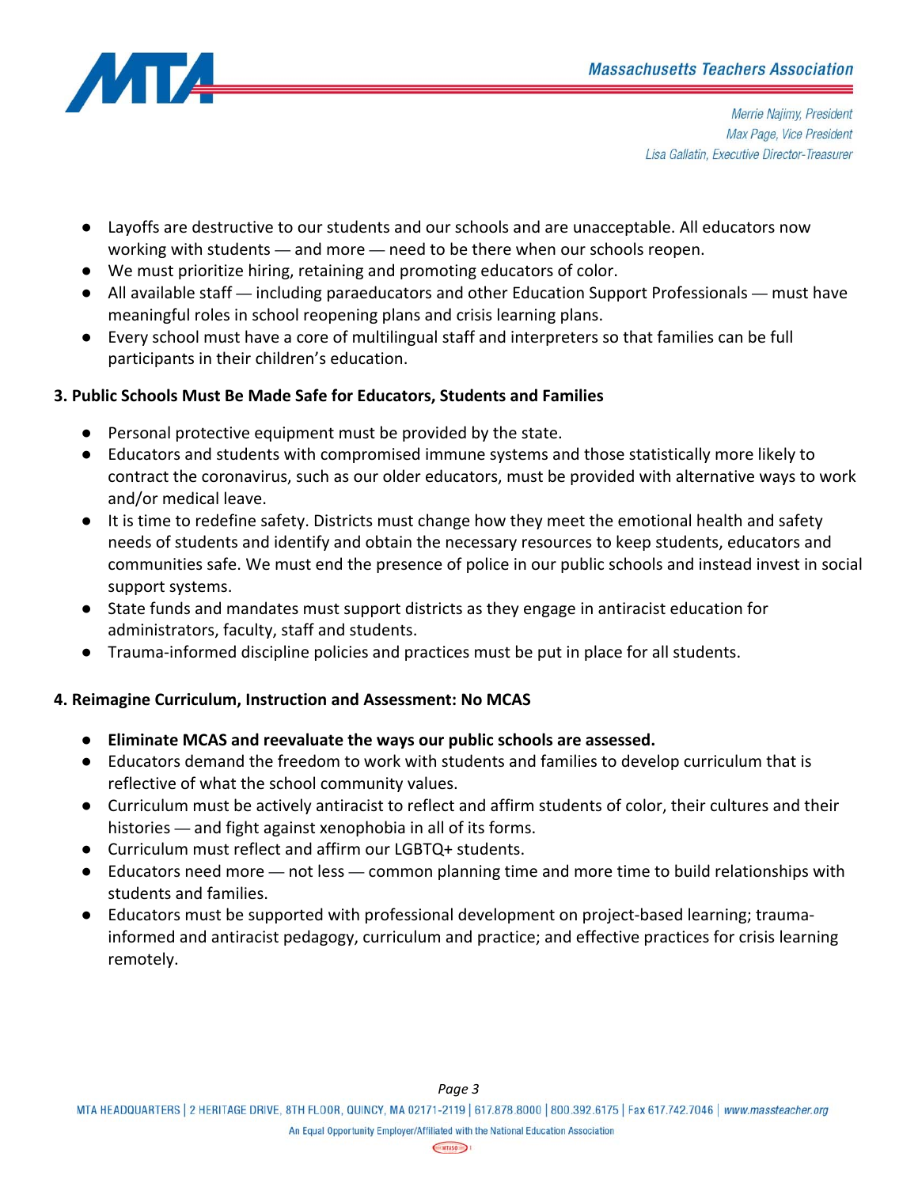- Layoffs are destructive to our students and our schools and are unacceptable. All educators now working with students — and more — need to be there when our schools reopen.
- We must prioritize hiring, retaining and promoting educators of color.
- All available staff — including paraeducators and other Education Support Professionals — must have meaningful roles in school reopening plans and crisis learning plans.
- Every school must have a core of multilingual staff and interpreters so that families can be full participants in their children's education.

**3. Public Schools Must Be Made Safe for Educators, Students and Families**

- Personal protective equipment must be provided by the state.
- Educators and students with compromised immune systems and those statistically more likely to contract the coronavirus, such as our older educators, must be provided with alternative ways to work and/or medical leave.
- It is time to redefine safety. Districts must change how they meet the emotional health and safety needs of students and identify and obtain the necessary resources to keep students, educators and communities safe. We must end the presence of police in our public schools and instead invest in social support systems.
- State funds and mandates must support districts as they engage in antiracist education for administrators, faculty, staff and students.
- Trauma-informed discipline policies and practices must be put in place for all students.

**4. Reimagine Curriculum, Instruction and Assessment: No MCAS**

- **Eliminate MCAS and reevaluate the ways our public schools are assessed.**
- Educators demand the freedom to work with students and families to develop curriculum that is reflective of what the school community values.
- Curriculum must be actively antiracist to reflect and affirm students of color, their cultures and their histories — and fight against xenophobia in all of its forms.
- Curriculum must reflect and affirm our LGBTQ+ students.
- Educators need more — not less — common planning time and more time to build relationships with students and families.
- Educators must be supported with professional development on project-based learning; trauma-informed and antiracist pedagogy, curriculum and practice; and effective practices for crisis learning remotely.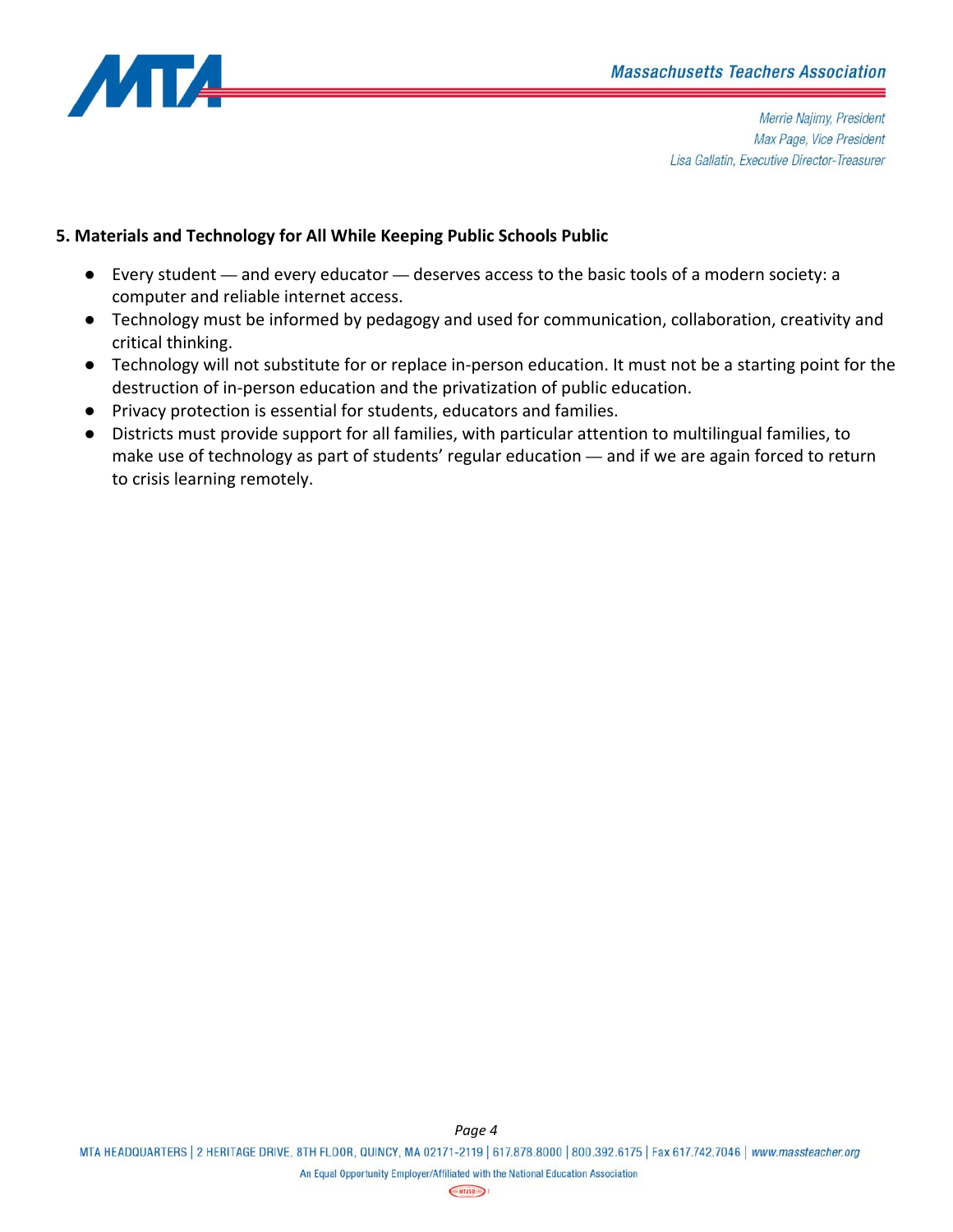**5. Materials and Technology for All While Keeping Public Schools Public**

- Every student — and every educator — deserves access to the basic tools of a modern society: a computer and reliable internet access.
- Technology must be informed by pedagogy and used for communication, collaboration, creativity and critical thinking.
- Technology will not substitute for or replace in-person education. It must not be a starting point for the destruction of in-person education and the privatization of public education.
- Privacy protection is essential for students, educators and families.
- Districts must provide support for all families, with particular attention to multilingual families, to make use of technology as part of students' regular education — and if we are again forced to return to crisis learning remotely.